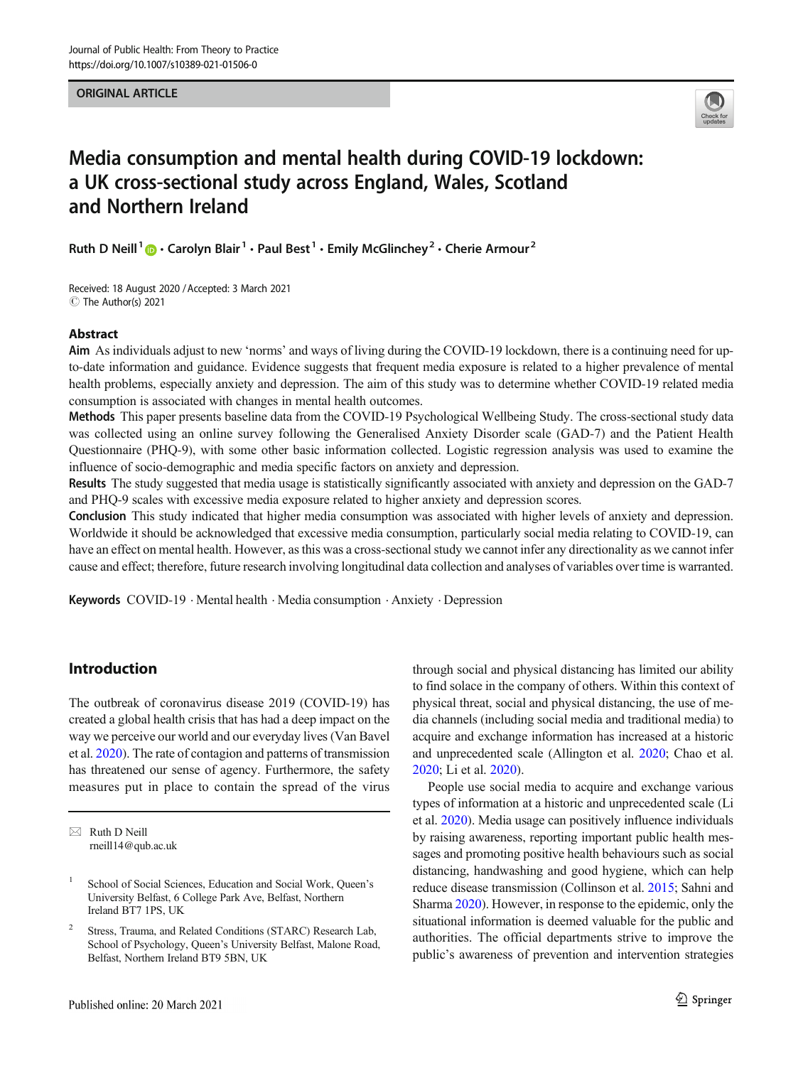ORIGINAL ARTICLE

# Media consumption and mental health during COVID-19 lockdown: a UK cross-sectional study across England, Wales, Scotland and Northern Ireland

Ruth D Neill[1] · Carolyn Blair[1] · Paul Best[1] · Emily McGlinchey[2] · Cherie Armour[2]

Received: 18 August 2020 / Accepted: 3 March 2021
© The Author(s) 2021

## Abstract

**Aim** As individuals adjust to new 'norms' and ways of living during the COVID-19 lockdown, there is a continuing need for up-to-date information and guidance. Evidence suggests that frequent media exposure is related to a higher prevalence of mental health problems, especially anxiety and depression. The aim of this study was to determine whether COVID-19 related media consumption is associated with changes in mental health outcomes.

**Methods** This paper presents baseline data from the COVID-19 Psychological Wellbeing Study. The cross-sectional study data was collected using an online survey following the Generalised Anxiety Disorder scale (GAD-7) and the Patient Health Questionnaire (PHQ-9), with some other basic information collected. Logistic regression analysis was used to examine the influence of socio-demographic and media specific factors on anxiety and depression.

**Results** The study suggested that media usage is statistically significantly associated with anxiety and depression on the GAD-7 and PHQ-9 scales with excessive media exposure related to higher anxiety and depression scores.

**Conclusion** This study indicated that higher media consumption was associated with higher levels of anxiety and depression. Worldwide it should be acknowledged that excessive media consumption, particularly social media relating to COVID-19, can have an effect on mental health. However, as this was a cross-sectional study we cannot infer any directionality as we cannot infer cause and effect; therefore, future research involving longitudinal data collection and analyses of variables over time is warranted.

**Keywords** COVID-19 · Mental health · Media consumption · Anxiety · Depression

## Introduction

The outbreak of coronavirus disease 2019 (COVID-19) has created a global health crisis that has had a deep impact on the way we perceive our world and our everyday lives (Van Bavel et al. 2020). The rate of contagion and patterns of transmission has threatened our sense of agency. Furthermore, the safety measures put in place to contain the spread of the virus through social and physical distancing has limited our ability to find solace in the company of others. Within this context of physical threat, social and physical distancing, the use of media channels (including social media and traditional media) to acquire and exchange information has increased at a historic and unprecedented scale (Allington et al. 2020; Chao et al. 2020; Li et al. 2020).

People use social media to acquire and exchange various types of information at a historic and unprecedented scale (Li et al. 2020). Media usage can positively influence individuals by raising awareness, reporting important public health messages and promoting positive health behaviours such as social distancing, handwashing and good hygiene, which can help reduce disease transmission (Collinson et al. 2015; Sahni and Sharma 2020). However, in response to the epidemic, only the situational information is deemed valuable for the public and authorities. The official departments strive to improve the public's awareness of prevention and intervention strategies

✉ Ruth D Neill
rneill14@qub.ac.uk

[1] School of Social Sciences, Education and Social Work, Queen's University Belfast, 6 College Park Ave, Belfast, Northern Ireland BT7 1PS, UK

[2] Stress, Trauma, and Related Conditions (STARC) Research Lab, School of Psychology, Queen's University Belfast, Malone Road, Belfast, Northern Ireland BT9 5BN, UK

Published online: 20 March 2021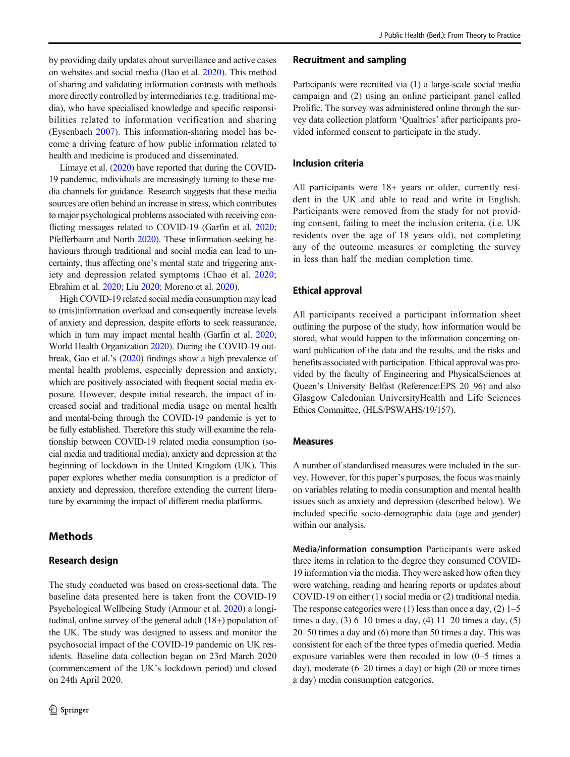by providing daily updates about surveillance and active cases on websites and social media (Bao et al. 2020). This method of sharing and validating information contrasts with methods more directly controlled by intermediaries (e.g. traditional media), who have specialised knowledge and specific responsibilities related to information verification and sharing (Eysenbach 2007). This information-sharing model has become a driving feature of how public information related to health and medicine is produced and disseminated.

Limaye et al. (2020) have reported that during the COVID-19 pandemic, individuals are increasingly turning to these media channels for guidance. Research suggests that these media sources are often behind an increase in stress, which contributes to major psychological problems associated with receiving conflicting messages related to COVID-19 (Garfin et al. 2020; Pfefferbaum and North 2020). These information-seeking behaviours through traditional and social media can lead to uncertainty, thus affecting one's mental state and triggering anxiety and depression related symptoms (Chao et al. 2020; Ebrahim et al. 2020; Liu 2020; Moreno et al. 2020).

High COVID-19 related social media consumption may lead to (mis)information overload and consequently increase levels of anxiety and depression, despite efforts to seek reassurance, which in turn may impact mental health (Garfin et al. 2020; World Health Organization 2020). During the COVID-19 outbreak, Gao et al.'s (2020) findings show a high prevalence of mental health problems, especially depression and anxiety, which are positively associated with frequent social media exposure. However, despite initial research, the impact of increased social and traditional media usage on mental health and mental-being through the COVID-19 pandemic is yet to be fully established. Therefore this study will examine the relationship between COVID-19 related media consumption (social media and traditional media), anxiety and depression at the beginning of lockdown in the United Kingdom (UK). This paper explores whether media consumption is a predictor of anxiety and depression, therefore extending the current literature by examining the impact of different media platforms.

## Methods

### Research design

The study conducted was based on cross-sectional data. The baseline data presented here is taken from the COVID-19 Psychological Wellbeing Study (Armour et al. 2020) a longitudinal, online survey of the general adult (18+) population of the UK. The study was designed to assess and monitor the psychosocial impact of the COVID-19 pandemic on UK residents. Baseline data collection began on 23rd March 2020 (commencement of the UK's lockdown period) and closed on 24th April 2020.

### Recruitment and sampling

Participants were recruited via (1) a large-scale social media campaign and (2) using an online participant panel called Prolific. The survey was administered online through the survey data collection platform 'Qualtrics' after participants provided informed consent to participate in the study.

### Inclusion criteria

All participants were 18+ years or older, currently resident in the UK and able to read and write in English. Participants were removed from the study for not providing consent, failing to meet the inclusion criteria, (i.e. UK residents over the age of 18 years old), not completing any of the outcome measures or completing the survey in less than half the median completion time.

### Ethical approval

All participants received a participant information sheet outlining the purpose of the study, how information would be stored, what would happen to the information concerning onward publication of the data and the results, and the risks and benefits associated with participation. Ethical approval was provided by the faculty of Engineering and PhysicalSciences at Queen's University Belfast (Reference:EPS 20_96) and also Glasgow Caledonian UniversityHealth and Life Sciences Ethics Committee, (HLS/PSWAHS/19/157).

### Measures

A number of standardised measures were included in the survey. However, for this paper's purposes, the focus was mainly on variables relating to media consumption and mental health issues such as anxiety and depression (described below). We included specific socio-demographic data (age and gender) within our analysis.

**Media/information consumption** Participants were asked three items in relation to the degree they consumed COVID-19 information via the media. They were asked how often they were watching, reading and hearing reports or updates about COVID-19 on either (1) social media or (2) traditional media. The response categories were (1) less than once a day, (2) 1–5 times a day, (3) 6–10 times a day, (4) 11–20 times a day, (5) 20–50 times a day and (6) more than 50 times a day. This was consistent for each of the three types of media queried. Media exposure variables were then recoded in low (0–5 times a day), moderate (6–20 times a day) or high (20 or more times a day) media consumption categories.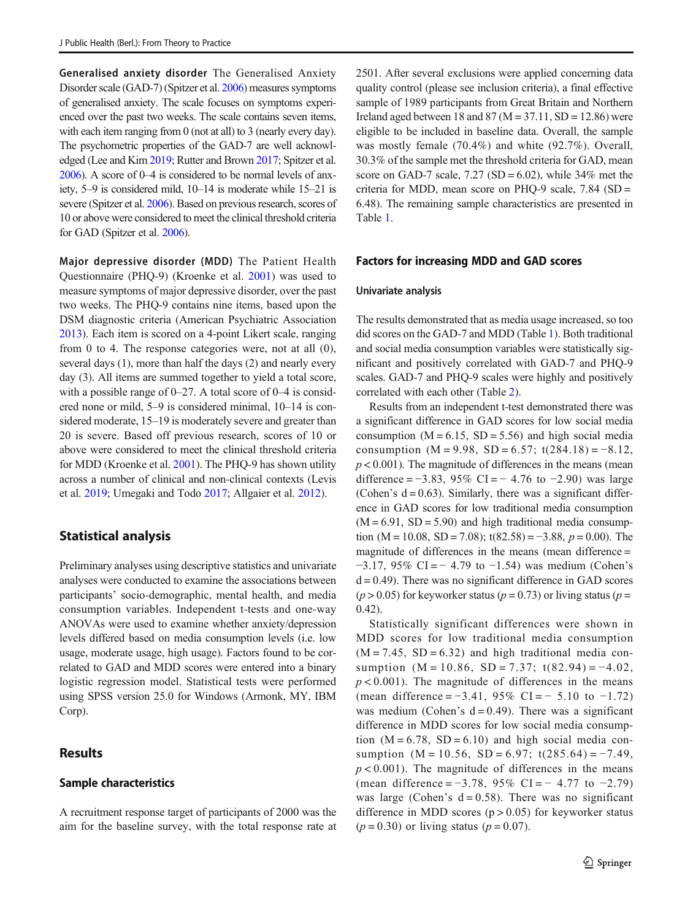**Generalised anxiety disorder** The Generalised Anxiety Disorder scale (GAD-7) (Spitzer et al. 2006) measures symptoms of generalised anxiety. The scale focuses on symptoms experienced over the past two weeks. The scale contains seven items, with each item ranging from 0 (not at all) to 3 (nearly every day). The psychometric properties of the GAD-7 are well acknowledged (Lee and Kim 2019; Rutter and Brown 2017; Spitzer et al. 2006). A score of 0–4 is considered to be normal levels of anxiety, 5–9 is considered mild, 10–14 is moderate while 15–21 is severe (Spitzer et al. 2006). Based on previous research, scores of 10 or above were considered to meet the clinical threshold criteria for GAD (Spitzer et al. 2006).

**Major depressive disorder (MDD)** The Patient Health Questionnaire (PHQ-9) (Kroenke et al. 2001) was used to measure symptoms of major depressive disorder, over the past two weeks. The PHQ-9 contains nine items, based upon the DSM diagnostic criteria (American Psychiatric Association 2013). Each item is scored on a 4-point Likert scale, ranging from 0 to 4. The response categories were, not at all (0), several days (1), more than half the days (2) and nearly every day (3). All items are summed together to yield a total score, with a possible range of 0–27. A total score of 0–4 is considered none or mild, 5–9 is considered minimal, 10–14 is considered moderate, 15–19 is moderately severe and greater than 20 is severe. Based off previous research, scores of 10 or above were considered to meet the clinical threshold criteria for MDD (Kroenke et al. 2001). The PHQ-9 has shown utility across a number of clinical and non-clinical contexts (Levis et al. 2019; Umegaki and Todo 2017; Allgaier et al. 2012).

## Statistical analysis

Preliminary analyses using descriptive statistics and univariate analyses were conducted to examine the associations between participants' socio-demographic, mental health, and media consumption variables. Independent t-tests and one-way ANOVAs were used to examine whether anxiety/depression levels differed based on media consumption levels (i.e. low usage, moderate usage, high usage). Factors found to be correlated to GAD and MDD scores were entered into a binary logistic regression model. Statistical tests were performed using SPSS version 25.0 for Windows (Armonk, MY, IBM Corp).

## Results

### Sample characteristics

A recruitment response target of participants of 2000 was the aim for the baseline survey, with the total response rate at 2501. After several exclusions were applied concerning data quality control (please see inclusion criteria), a final effective sample of 1989 participants from Great Britain and Northern Ireland aged between 18 and 87 ($M = 37.11$, $SD = 12.86$) were eligible to be included in baseline data. Overall, the sample was mostly female (70.4%) and white (92.7%). Overall, 30.3% of the sample met the threshold criteria for GAD, mean score on GAD-7 scale, 7.27 ($SD = 6.02$), while 34% met the criteria for MDD, mean score on PHQ-9 scale, 7.84 ($SD = 6.48$). The remaining sample characteristics are presented in Table 1.

## Factors for increasing MDD and GAD scores

### Univariate analysis

The results demonstrated that as media usage increased, so too did scores on the GAD-7 and MDD (Table 1). Both traditional and social media consumption variables were statistically significant and positively correlated with GAD-7 and PHQ-9 scales. GAD-7 and PHQ-9 scales were highly and positively correlated with each other (Table 2).

Results from an independent t-test demonstrated there was a significant difference in GAD scores for low social media consumption ($M = 6.15$, $SD = 5.56$) and high social media consumption ($M = 9.98$, $SD = 6.57$; $t(284.18) = -8.12$, $p < 0.001$). The magnitude of differences in the means (mean difference $= -3.83$, 95% CI $= -4.76$ to $-2.90$) was large (Cohen's $d = 0.63$). Similarly, there was a significant difference in GAD scores for low traditional media consumption ($M = 6.91$, $SD = 5.90$) and high traditional media consumption ($M = 10.08$, $SD = 7.08$); $t(82.58) = -3.88$, $p = 0.00$). The magnitude of differences in the means (mean difference $= -3.17$, 95% CI $= -4.79$ to $-1.54$) was medium (Cohen's $d = 0.49$). There was no significant difference in GAD scores ($p > 0.05$) for keyworker status ($p = 0.73$) or living status ($p = 0.42$).

Statistically significant differences were shown in MDD scores for low traditional media consumption ($M = 7.45$, $SD = 6.32$) and high traditional media consumption ($M = 10.86$, $SD = 7.37$; $t(82.94) = -4.02$, $p < 0.001$). The magnitude of differences in the means (mean difference $= -3.41$, 95% CI $= -5.10$ to $-1.72$) was medium (Cohen's $d = 0.49$). There was a significant difference in MDD scores for low social media consumption ($M = 6.78$, $SD = 6.10$) and high social media consumption ($M = 10.56$, $SD = 6.97$; $t(285.64) = -7.49$, $p < 0.001$). The magnitude of differences in the means (mean difference $= -3.78$, 95% CI $= -4.77$ to $-2.79$) was large (Cohen's $d = 0.58$). There was no significant difference in MDD scores ($p > 0.05$) for keyworker status ($p = 0.30$) or living status ($p = 0.07$).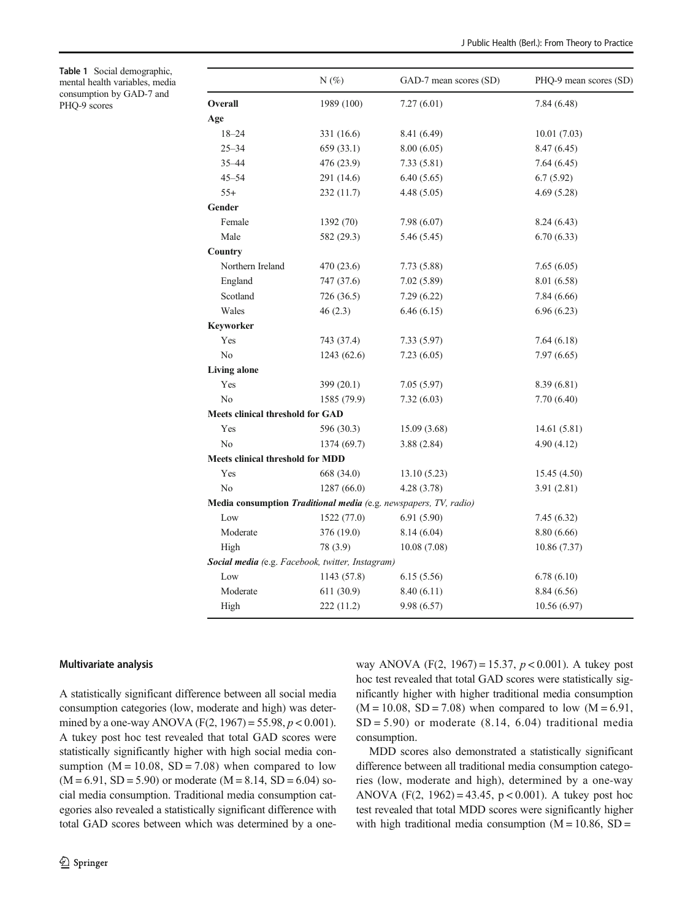**Table 1** Social demographic, mental health variables, media consumption by GAD-7 and PHQ-9 scores

| | N (%) | GAD-7 mean scores (SD) | PHQ-9 mean scores (SD) |
|---|---|---|---|
| **Overall** | 1989 (100) | 7.27 (6.01) | 7.84 (6.48) |
| **Age** | | | |
| 18–24 | 331 (16.6) | 8.41 (6.49) | 10.01 (7.03) |
| 25–34 | 659 (33.1) | 8.00 (6.05) | 8.47 (6.45) |
| 35–44 | 476 (23.9) | 7.33 (5.81) | 7.64 (6.45) |
| 45–54 | 291 (14.6) | 6.40 (5.65) | 6.7 (5.92) |
| 55+ | 232 (11.7) | 4.48 (5.05) | 4.69 (5.28) |
| **Gender** | | | |
| Female | 1392 (70) | 7.98 (6.07) | 8.24 (6.43) |
| Male | 582 (29.3) | 5.46 (5.45) | 6.70 (6.33) |
| **Country** | | | |
| Northern Ireland | 470 (23.6) | 7.73 (5.88) | 7.65 (6.05) |
| England | 747 (37.6) | 7.02 (5.89) | 8.01 (6.58) |
| Scotland | 726 (36.5) | 7.29 (6.22) | 7.84 (6.66) |
| Wales | 46 (2.3) | 6.46 (6.15) | 6.96 (6.23) |
| **Keyworker** | | | |
| Yes | 743 (37.4) | 7.33 (5.97) | 7.64 (6.18) |
| No | 1243 (62.6) | 7.23 (6.05) | 7.97 (6.65) |
| **Living alone** | | | |
| Yes | 399 (20.1) | 7.05 (5.97) | 8.39 (6.81) |
| No | 1585 (79.9) | 7.32 (6.03) | 7.70 (6.40) |
| **Meets clinical threshold for GAD** | | | |
| Yes | 596 (30.3) | 15.09 (3.68) | 14.61 (5.81) |
| No | 1374 (69.7) | 3.88 (2.84) | 4.90 (4.12) |
| **Meets clinical threshold for MDD** | | | |
| Yes | 668 (34.0) | 13.10 (5.23) | 15.45 (4.50) |
| No | 1287 (66.0) | 4.28 (3.78) | 3.91 (2.81) |
| **Media consumption *Traditional media*** (e.g. *newspapers, TV, radio*) | | | |
| Low | 1522 (77.0) | 6.91 (5.90) | 7.45 (6.32) |
| Moderate | 376 (19.0) | 8.14 (6.04) | 8.80 (6.66) |
| High | 78 (3.9) | 10.08 (7.08) | 10.86 (7.37) |
| ***Social media*** (e.g. *Facebook, twitter, Instagram*) | | | |
| Low | 1143 (57.8) | 6.15 (5.56) | 6.78 (6.10) |
| Moderate | 611 (30.9) | 8.40 (6.11) | 8.84 (6.56) |
| High | 222 (11.2) | 9.98 (6.57) | 10.56 (6.97) |

### Multivariate analysis

A statistically significant difference between all social media consumption categories (low, moderate and high) was determined by a one-way ANOVA ($F(2, 1967) = 55.98$, $p < 0.001$). A tukey post hoc test revealed that total GAD scores were statistically significantly higher with high social media consumption ($M = 10.08$, $SD = 7.08$) when compared to low ($M = 6.91$, $SD = 5.90$) or moderate ($M = 8.14$, $SD = 6.04$) social media consumption. Traditional media consumption categories also revealed a statistically significant difference with total GAD scores between which was determined by a one-way ANOVA ($F(2, 1967) = 15.37$, $p < 0.001$). A tukey post hoc test revealed that total GAD scores were statistically significantly higher with higher traditional media consumption ($M = 10.08$, $SD = 7.08$) when compared to low ($M = 6.91$, $SD = 5.90$) or moderate (8.14, 6.04) traditional media consumption.

MDD scores also demonstrated a statistically significant difference between all traditional media consumption categories (low, moderate and high), determined by a one-way ANOVA ($F(2, 1962) = 43.45$, $p < 0.001$). A tukey post hoc test revealed that total MDD scores were significantly higher with high traditional media consumption ($M = 10.86$, $SD =$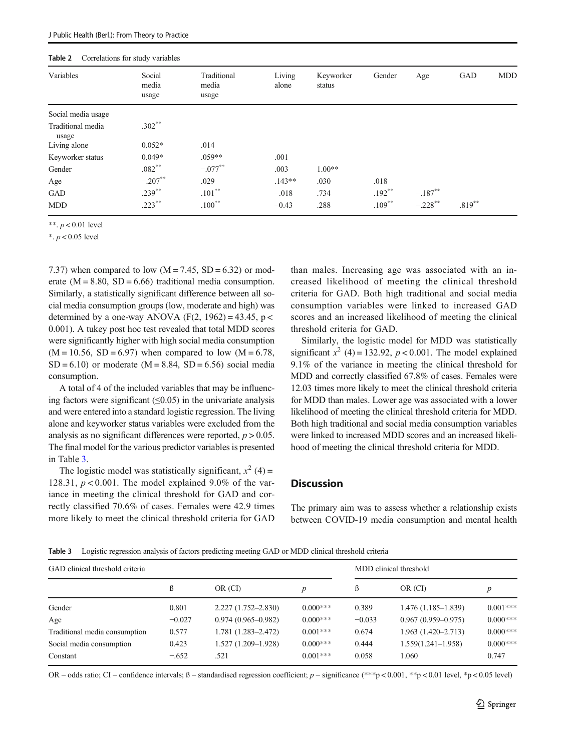**Table 2** Correlations for study variables

| Variables | Social media usage | Traditional media usage | Living alone | Keyworker status | Gender | Age | GAD | MDD |
|---|---|---|---|---|---|---|---|---|
| Social media usage | | | | | | | | |
| Traditional media usage | .302** | | | | | | | |
| Living alone | 0.052* | .014 | | | | | | |
| Keyworker status | 0.049* | .059** | .001 | | | | | |
| Gender | .082** | −.077** | .003 | 1.00** | | | | |
| Age | −.207** | .029 | .143** | .030 | .018 | | | |
| GAD | .239** | .101** | −.018 | .734 | .192** | −.187** | | |
| MDD | .223** | .100** | −0.43 | .288 | .109** | −.228** | .819** | |

**. $p < 0.01$ level

*. $p < 0.05$ level

7.37) when compared to low (M = 7.45, SD = 6.32) or moderate (M = 8.80, SD = 6.66) traditional media consumption. Similarly, a statistically significant difference between all social media consumption groups (low, moderate and high) was determined by a one-way ANOVA ($F(2, 1962) = 43.45$, $p < 0.001$). A tukey post hoc test revealed that total MDD scores were significantly higher with high social media consumption (M = 10.56, SD = 6.97) when compared to low (M = 6.78, SD = 6.10) or moderate (M = 8.84, SD = 6.56) social media consumption.

A total of 4 of the included variables that may be influencing factors were significant (≤0.05) in the univariate analysis and were entered into a standard logistic regression. The living alone and keyworker status variables were excluded from the analysis as no significant differences were reported, $p > 0.05$. The final model for the various predictor variables is presented in Table 3.

The logistic model was statistically significant, $x^2$ (4) = 128.31, $p < 0.001$. The model explained 9.0% of the variance in meeting the clinical threshold for GAD and correctly classified 70.6% of cases. Females were 42.9 times more likely to meet the clinical threshold criteria for GAD than males. Increasing age was associated with an increased likelihood of meeting the clinical threshold criteria for GAD. Both high traditional and social media consumption variables were linked to increased GAD scores and an increased likelihood of meeting the clinical threshold criteria for GAD.

Similarly, the logistic model for MDD was statistically significant $x^2$ (4) = 132.92, $p < 0.001$. The model explained 9.1% of the variance in meeting the clinical threshold for MDD and correctly classified 67.8% of cases. Females were 12.03 times more likely to meet the clinical threshold criteria for MDD than males. Lower age was associated with a lower likelihood of meeting the clinical threshold criteria for MDD. Both high traditional and social media consumption variables were linked to increased MDD scores and an increased likelihood of meeting the clinical threshold criteria for MDD.

## Discussion

The primary aim was to assess whether a relationship exists between COVID-19 media consumption and mental health

**Table 3** Logistic regression analysis of factors predicting meeting GAD or MDD clinical threshold criteria

| GAD clinical threshold criteria | | | | MDD clinical threshold | | |
|---|---|---|---|---|---|---|
| | ß | OR (CI) | *p* | ß | OR (CI) | *p* |
| Gender | 0.801 | 2.227 (1.752–2.830) | 0.000*** | 0.389 | 1.476 (1.185–1.839) | 0.001*** |
| Age | −0.027 | 0.974 (0.965–0.982) | 0.000*** | −0.033 | 0.967 (0.959–0.975) | 0.000*** |
| Traditional media consumption | 0.577 | 1.781 (1.283–2.472) | 0.001*** | 0.674 | 1.963 (1.420–2.713) | 0.000*** |
| Social media consumption | 0.423 | 1.527 (1.209–1.928) | 0.000*** | 0.444 | 1.559(1.241–1.958) | 0.000*** |
| Constant | −.652 | .521 | 0.001*** | 0.058 | 1.060 | 0.747 |

OR – odds ratio; CI – confidence intervals; ß – standardised regression coefficient; *p* – significance (***p < 0.001, **p < 0.01 level, *p < 0.05 level)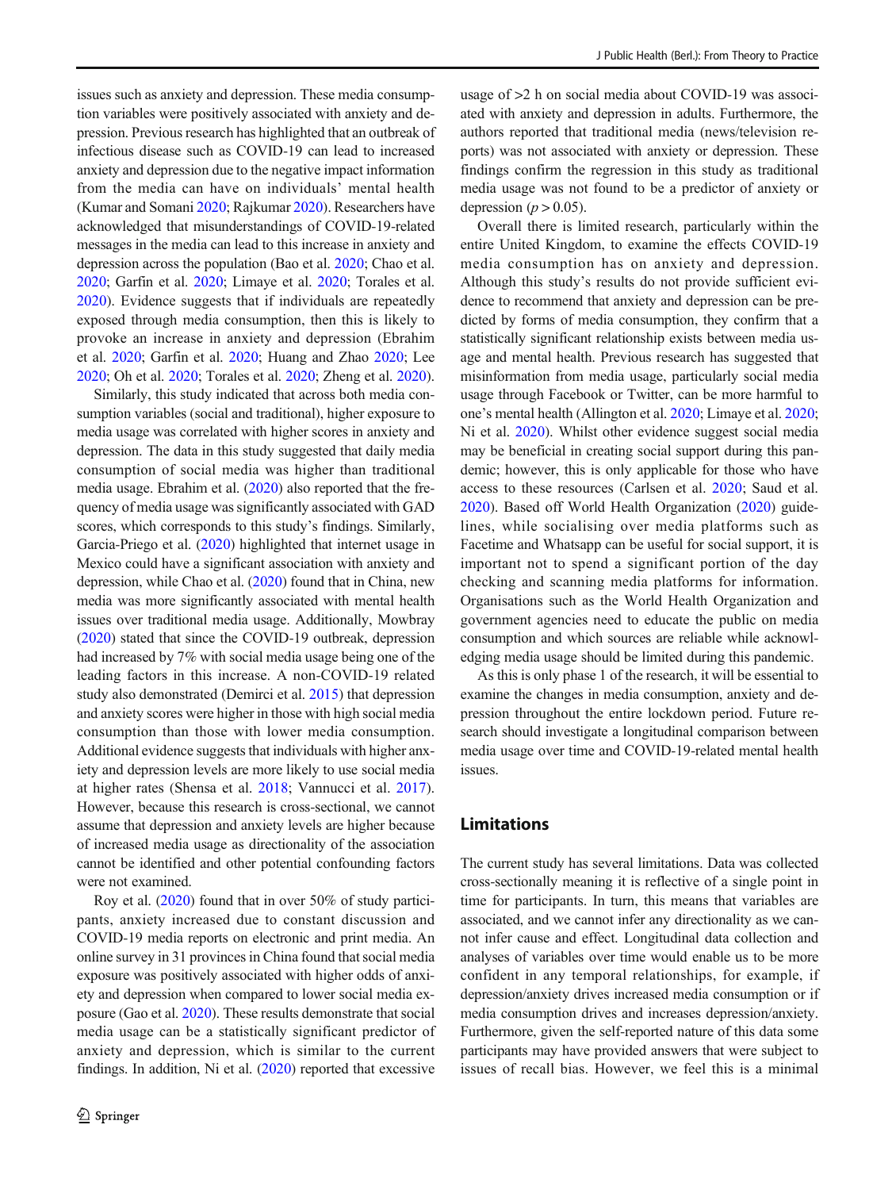issues such as anxiety and depression. These media consumption variables were positively associated with anxiety and depression. Previous research has highlighted that an outbreak of infectious disease such as COVID-19 can lead to increased anxiety and depression due to the negative impact information from the media can have on individuals' mental health (Kumar and Somani 2020; Rajkumar 2020). Researchers have acknowledged that misunderstandings of COVID-19-related messages in the media can lead to this increase in anxiety and depression across the population (Bao et al. 2020; Chao et al. 2020; Garfin et al. 2020; Limaye et al. 2020; Torales et al. 2020). Evidence suggests that if individuals are repeatedly exposed through media consumption, then this is likely to provoke an increase in anxiety and depression (Ebrahim et al. 2020; Garfin et al. 2020; Huang and Zhao 2020; Lee 2020; Oh et al. 2020; Torales et al. 2020; Zheng et al. 2020).

Similarly, this study indicated that across both media consumption variables (social and traditional), higher exposure to media usage was correlated with higher scores in anxiety and depression. The data in this study suggested that daily media consumption of social media was higher than traditional media usage. Ebrahim et al. (2020) also reported that the frequency of media usage was significantly associated with GAD scores, which corresponds to this study's findings. Similarly, Garcia-Priego et al. (2020) highlighted that internet usage in Mexico could have a significant association with anxiety and depression, while Chao et al. (2020) found that in China, new media was more significantly associated with mental health issues over traditional media usage. Additionally, Mowbray (2020) stated that since the COVID-19 outbreak, depression had increased by 7% with social media usage being one of the leading factors in this increase. A non-COVID-19 related study also demonstrated (Demirci et al. 2015) that depression and anxiety scores were higher in those with high social media consumption than those with lower media consumption. Additional evidence suggests that individuals with higher anxiety and depression levels are more likely to use social media at higher rates (Shensa et al. 2018; Vannucci et al. 2017). However, because this research is cross-sectional, we cannot assume that depression and anxiety levels are higher because of increased media usage as directionality of the association cannot be identified and other potential confounding factors were not examined.

Roy et al. (2020) found that in over 50% of study participants, anxiety increased due to constant discussion and COVID-19 media reports on electronic and print media. An online survey in 31 provinces in China found that social media exposure was positively associated with higher odds of anxiety and depression when compared to lower social media exposure (Gao et al. 2020). These results demonstrate that social media usage can be a statistically significant predictor of anxiety and depression, which is similar to the current findings. In addition, Ni et al. (2020) reported that excessive usage of >2 h on social media about COVID-19 was associated with anxiety and depression in adults. Furthermore, the authors reported that traditional media (news/television reports) was not associated with anxiety or depression. These findings confirm the regression in this study as traditional media usage was not found to be a predictor of anxiety or depression ($p > 0.05$).

Overall there is limited research, particularly within the entire United Kingdom, to examine the effects COVID-19 media consumption has on anxiety and depression. Although this study's results do not provide sufficient evidence to recommend that anxiety and depression can be predicted by forms of media consumption, they confirm that a statistically significant relationship exists between media usage and mental health. Previous research has suggested that misinformation from media usage, particularly social media usage through Facebook or Twitter, can be more harmful to one's mental health (Allington et al. 2020; Limaye et al. 2020; Ni et al. 2020). Whilst other evidence suggest social media may be beneficial in creating social support during this pandemic; however, this is only applicable for those who have access to these resources (Carlsen et al. 2020; Saud et al. 2020). Based off World Health Organization (2020) guidelines, while socialising over media platforms such as Facetime and Whatsapp can be useful for social support, it is important not to spend a significant portion of the day checking and scanning media platforms for information. Organisations such as the World Health Organization and government agencies need to educate the public on media consumption and which sources are reliable while acknowledging media usage should be limited during this pandemic.

As this is only phase 1 of the research, it will be essential to examine the changes in media consumption, anxiety and depression throughout the entire lockdown period. Future research should investigate a longitudinal comparison between media usage over time and COVID-19-related mental health issues.

## Limitations

The current study has several limitations. Data was collected cross-sectionally meaning it is reflective of a single point in time for participants. In turn, this means that variables are associated, and we cannot infer any directionality as we cannot infer cause and effect. Longitudinal data collection and analyses of variables over time would enable us to be more confident in any temporal relationships, for example, if depression/anxiety drives increased media consumption or if media consumption drives and increases depression/anxiety. Furthermore, given the self-reported nature of this data some participants may have provided answers that were subject to issues of recall bias. However, we feel this is a minimal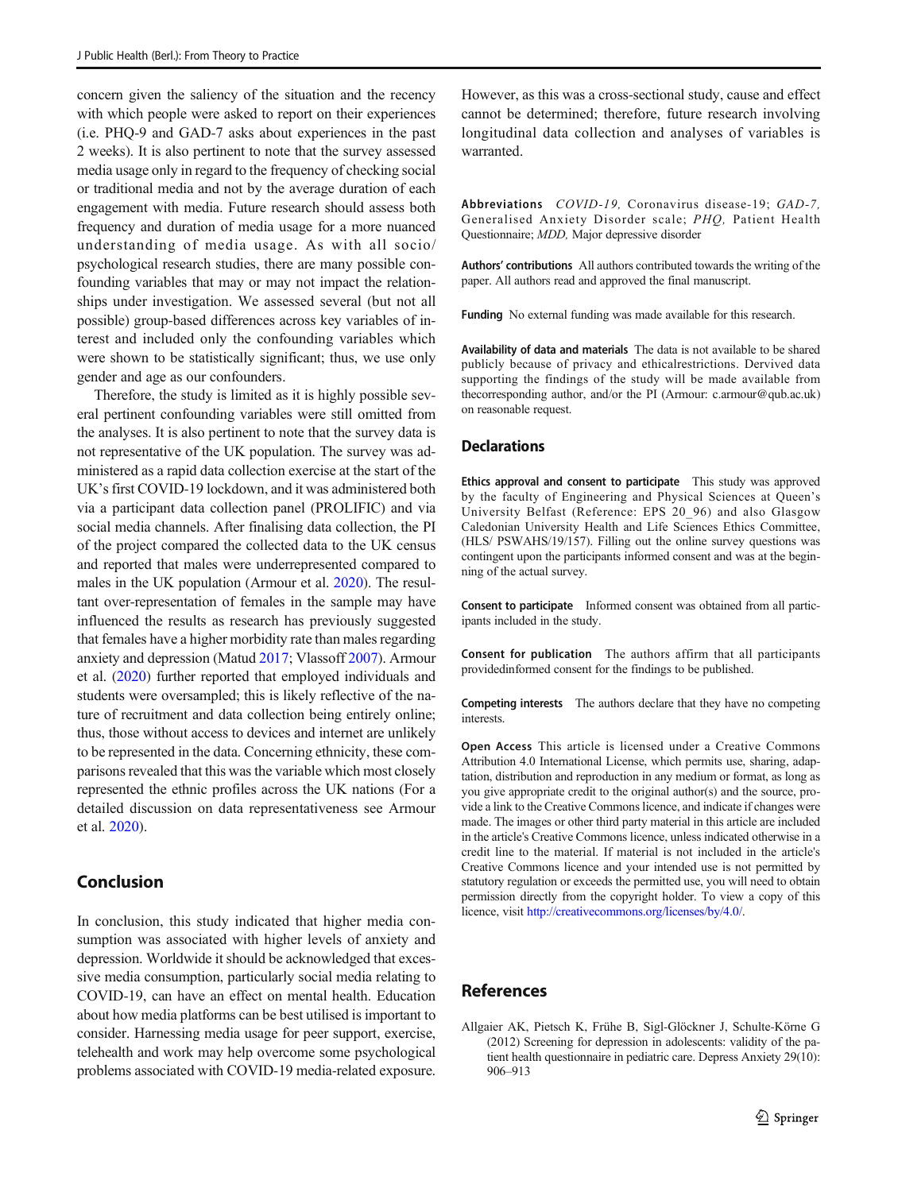concern given the saliency of the situation and the recency with which people were asked to report on their experiences (i.e. PHQ-9 and GAD-7 asks about experiences in the past 2 weeks). It is also pertinent to note that the survey assessed media usage only in regard to the frequency of checking social or traditional media and not by the average duration of each engagement with media. Future research should assess both frequency and duration of media usage for a more nuanced understanding of media usage. As with all socio/psychological research studies, there are many possible confounding variables that may or may not impact the relationships under investigation. We assessed several (but not all possible) group-based differences across key variables of interest and included only the confounding variables which were shown to be statistically significant; thus, we use only gender and age as our confounders.

Therefore, the study is limited as it is highly possible several pertinent confounding variables were still omitted from the analyses. It is also pertinent to note that the survey data is not representative of the UK population. The survey was administered as a rapid data collection exercise at the start of the UK's first COVID-19 lockdown, and it was administered both via a participant data collection panel (PROLIFIC) and via social media channels. After finalising data collection, the PI of the project compared the collected data to the UK census and reported that males were underrepresented compared to males in the UK population (Armour et al. 2020). The resultant over-representation of females in the sample may have influenced the results as research has previously suggested that females have a higher morbidity rate than males regarding anxiety and depression (Matud 2017; Vlassoff 2007). Armour et al. (2020) further reported that employed individuals and students were oversampled; this is likely reflective of the nature of recruitment and data collection being entirely online; thus, those without access to devices and internet are unlikely to be represented in the data. Concerning ethnicity, these comparisons revealed that this was the variable which most closely represented the ethnic profiles across the UK nations (For a detailed discussion on data representativeness see Armour et al. 2020).

## Conclusion

In conclusion, this study indicated that higher media consumption was associated with higher levels of anxiety and depression. Worldwide it should be acknowledged that excessive media consumption, particularly social media relating to COVID-19, can have an effect on mental health. Education about how media platforms can be best utilised is important to consider. Harnessing media usage for peer support, exercise, telehealth and work may help overcome some psychological problems associated with COVID-19 media-related exposure. However, as this was a cross-sectional study, cause and effect cannot be determined; therefore, future research involving longitudinal data collection and analyses of variables is warranted.

**Abbreviations** *COVID-19,* Coronavirus disease-19; *GAD-7,* Generalised Anxiety Disorder scale; *PHQ,* Patient Health Questionnaire; *MDD,* Major depressive disorder

**Authors' contributions** All authors contributed towards the writing of the paper. All authors read and approved the final manuscript.

**Funding** No external funding was made available for this research.

**Availability of data and materials** The data is not available to be shared publicly because of privacy and ethicalrestrictions. Dervived data supporting the findings of the study will be made available from thecorresponding author, and/or the PI (Armour: c.armour@qub.ac.uk) on reasonable request.

## Declarations

**Ethics approval and consent to participate** This study was approved by the faculty of Engineering and Physical Sciences at Queen's University Belfast (Reference: EPS 20_96) and also Glasgow Caledonian University Health and Life Sciences Ethics Committee, (HLS/ PSWAHS/19/157). Filling out the online survey questions was contingent upon the participants informed consent and was at the beginning of the actual survey.

**Consent to participate** Informed consent was obtained from all participants included in the study.

**Consent for publication** The authors affirm that all participants providedinformed consent for the findings to be published.

**Competing interests** The authors declare that they have no competing interests.

**Open Access** This article is licensed under a Creative Commons Attribution 4.0 International License, which permits use, sharing, adaptation, distribution and reproduction in any medium or format, as long as you give appropriate credit to the original author(s) and the source, provide a link to the Creative Commons licence, and indicate if changes were made. The images or other third party material in this article are included in the article's Creative Commons licence, unless indicated otherwise in a credit line to the material. If material is not included in the article's Creative Commons licence and your intended use is not permitted by statutory regulation or exceeds the permitted use, you will need to obtain permission directly from the copyright holder. To view a copy of this licence, visit http://creativecommons.org/licenses/by/4.0/.

## References

Allgaier AK, Pietsch K, Frühe B, Sigl-Glöckner J, Schulte-Körne G (2012) Screening for depression in adolescents: validity of the patient health questionnaire in pediatric care. Depress Anxiety 29(10): 906–913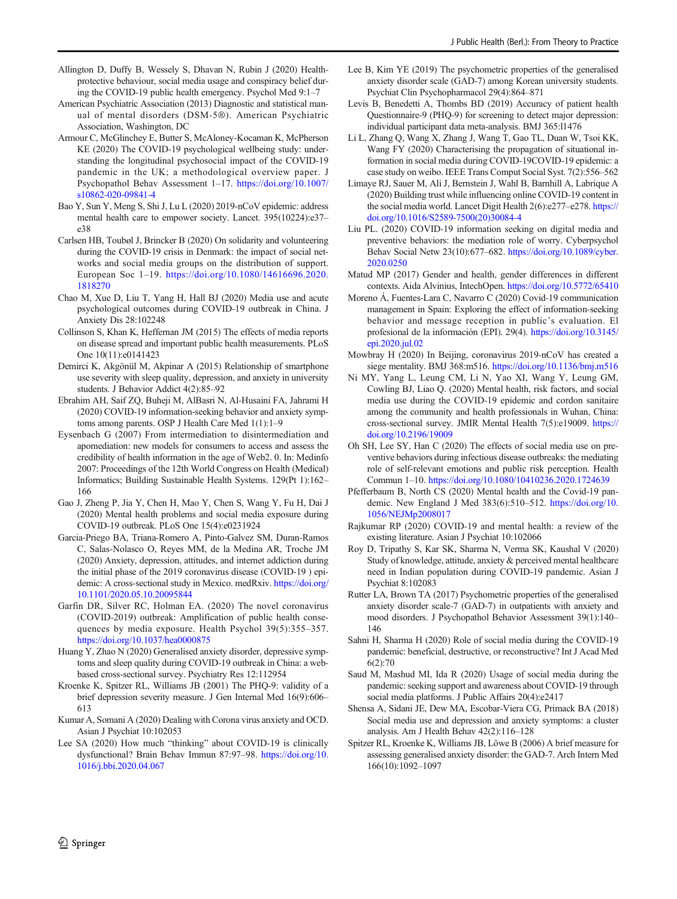Allington D, Duffy B, Wessely S, Dhavan N, Rubin J (2020) Health-protective behaviour, social media usage and conspiracy belief during the COVID-19 public health emergency. Psychol Med 9:1–7

American Psychiatric Association (2013) Diagnostic and statistical manual of mental disorders (DSM-5®). American Psychiatric Association, Washington, DC

Armour C, McGlinchey E, Butter S, McAloney-Kocaman K, McPherson KE (2020) The COVID-19 psychological wellbeing study: understanding the longitudinal psychosocial impact of the COVID-19 pandemic in the UK; a methodological overview paper. J Psychopathol Behav Assessment 1–17. https://doi.org/10.1007/s10862-020-09841-4

Bao Y, Sun Y, Meng S, Shi J, Lu L (2020) 2019-nCoV epidemic: address mental health care to empower society. Lancet. 395(10224):e37–e38

Carlsen HB, Toubøl J, Brincker B (2020) On solidarity and volunteering during the COVID-19 crisis in Denmark: the impact of social networks and social media groups on the distribution of support. European Soc 1–19. https://doi.org/10.1080/14616696.2020.1818270

Chao M, Xue D, Liu T, Yang H, Hall BJ (2020) Media use and acute psychological outcomes during COVID-19 outbreak in China. J Anxiety Dis 28:102248

Collinson S, Khan K, Heffernan JM (2015) The effects of media reports on disease spread and important public health measurements. PLoS One 10(11):e0141423

Demirci K, Akgönül M, Akpinar A (2015) Relationship of smartphone use severity with sleep quality, depression, and anxiety in university students. J Behavior Addict 4(2):85–92

Ebrahim AH, Saif ZQ, Buheji M, AlBasri N, Al-Husaini FA, Jahrami H (2020) COVID-19 information-seeking behavior and anxiety symptoms among parents. OSP J Health Care Med 1(1):1–9

Eysenbach G (2007) From intermediation to disintermediation and apomediation: new models for consumers to access and assess the credibility of health information in the age of Web2. 0. In: Medinfo 2007: Proceedings of the 12th World Congress on Health (Medical) Informatics; Building Sustainable Health Systems. 129(Pt 1):162–166

Gao J, Zheng P, Jia Y, Chen H, Mao Y, Chen S, Wang Y, Fu H, Dai J (2020) Mental health problems and social media exposure during COVID-19 outbreak. PLoS One 15(4):e0231924

Garcia-Priego BA, Triana-Romero A, Pinto-Galvez SM, Duran-Ramos C, Salas-Nolasco O, Reyes MM, de la Medina AR, Troche JM (2020) Anxiety, depression, attitudes, and internet addiction during the initial phase of the 2019 coronavirus disease (COVID-19 ) epidemic: A cross-sectional study in Mexico. medRxiv. https://doi.org/10.1101/2020.05.10.20095844

Garfin DR, Silver RC, Holman EA. (2020) The novel coronavirus (COVID-2019) outbreak: Amplification of public health consequences by media exposure. Health Psychol 39(5):355–357. https://doi.org/10.1037/hea0000875

Huang Y, Zhao N (2020) Generalised anxiety disorder, depressive symptoms and sleep quality during COVID-19 outbreak in China: a web-based cross-sectional survey. Psychiatry Res 12:112954

Kroenke K, Spitzer RL, Williams JB (2001) The PHQ-9: validity of a brief depression severity measure. J Gen Internal Med 16(9):606–613

Kumar A, Somani A (2020) Dealing with Corona virus anxiety and OCD. Asian J Psychiat 10:102053

Lee SA (2020) How much "thinking" about COVID-19 is clinically dysfunctional? Brain Behav Immun 87:97–98. https://doi.org/10.1016/j.bbi.2020.04.067

Lee B, Kim YE (2019) The psychometric properties of the generalised anxiety disorder scale (GAD-7) among Korean university students. Psychiat Clin Psychopharmacol 29(4):864–871

Levis B, Benedetti A, Thombs BD (2019) Accuracy of patient health Questionnaire-9 (PHQ-9) for screening to detect major depression: individual participant data meta-analysis. BMJ 365:l1476

Li L, Zhang Q, Wang X, Zhang J, Wang T, Gao TL, Duan W, Tsoi KK, Wang FY (2020) Characterising the propagation of situational information in social media during COVID-19COVID-19 epidemic: a case study on weibo. IEEE Trans Comput Social Syst. 7(2):556–562

Limaye RJ, Sauer M, Ali J, Bernstein J, Wahl B, Barnhill A, Labrique A (2020) Building trust while influencing online COVID-19 content in the social media world. Lancet Digit Health 2(6):e277–e278. https://doi.org/10.1016/S2589-7500(20)30084-4

Liu PL. (2020) COVID-19 information seeking on digital media and preventive behaviors: the mediation role of worry. Cyberpsychol Behav Social Netw 23(10):677–682. https://doi.org/10.1089/cyber.2020.0250

Matud MP (2017) Gender and health, gender differences in different contexts. Aida Alvinius, IntechOpen. https://doi.org/10.5772/65410

Moreno Á, Fuentes-Lara C, Navarro C (2020) Covid-19 communication management in Spain: Exploring the effect of information-seeking behavior and message reception in public's evaluation. El profesional de la información (EPI). 29(4). https://doi.org/10.3145/epi.2020.jul.02

Mowbray H (2020) In Beijing, coronavirus 2019-nCoV has created a siege mentality. BMJ 368:m516. https://doi.org/10.1136/bmj.m516

Ni MY, Yang L, Leung CM, Li N, Yao XI, Wang Y, Leung GM, Cowling BJ, Liao Q. (2020) Mental health, risk factors, and social media use during the COVID-19 epidemic and cordon sanitaire among the community and health professionals in Wuhan, China: cross-sectional survey. JMIR Mental Health 7(5):e19009. https://doi.org/10.2196/19009

Oh SH, Lee SY, Han C (2020) The effects of social media use on preventive behaviors during infectious disease outbreaks: the mediating role of self-relevant emotions and public risk perception. Health Commun 1–10. https://doi.org/10.1080/10410236.2020.1724639

Pfefferbaum B, North CS (2020) Mental health and the Covid-19 pandemic. New England J Med 383(6):510–512. https://doi.org/10.1056/NEJMp2008017

Rajkumar RP (2020) COVID-19 and mental health: a review of the existing literature. Asian J Psychiat 10:102066

Roy D, Tripathy S, Kar SK, Sharma N, Verma SK, Kaushal V (2020) Study of knowledge, attitude, anxiety & perceived mental healthcare need in Indian population during COVID-19 pandemic. Asian J Psychiat 8:102083

Rutter LA, Brown TA (2017) Psychometric properties of the generalised anxiety disorder scale-7 (GAD-7) in outpatients with anxiety and mood disorders. J Psychopathol Behavior Assessment 39(1):140–146

Sahni H, Sharma H (2020) Role of social media during the COVID-19 pandemic: beneficial, destructive, or reconstructive? Int J Acad Med 6(2):70

Saud M, Mashud MI, Ida R (2020) Usage of social media during the pandemic: seeking support and awareness about COVID-19 through social media platforms. J Public Affairs 20(4):e2417

Shensa A, Sidani JE, Dew MA, Escobar-Viera CG, Primack BA (2018) Social media use and depression and anxiety symptoms: a cluster analysis. Am J Health Behav 42(2):116–128

Spitzer RL, Kroenke K, Williams JB, Löwe B (2006) A brief measure for assessing generalised anxiety disorder: the GAD-7. Arch Intern Med 166(10):1092–1097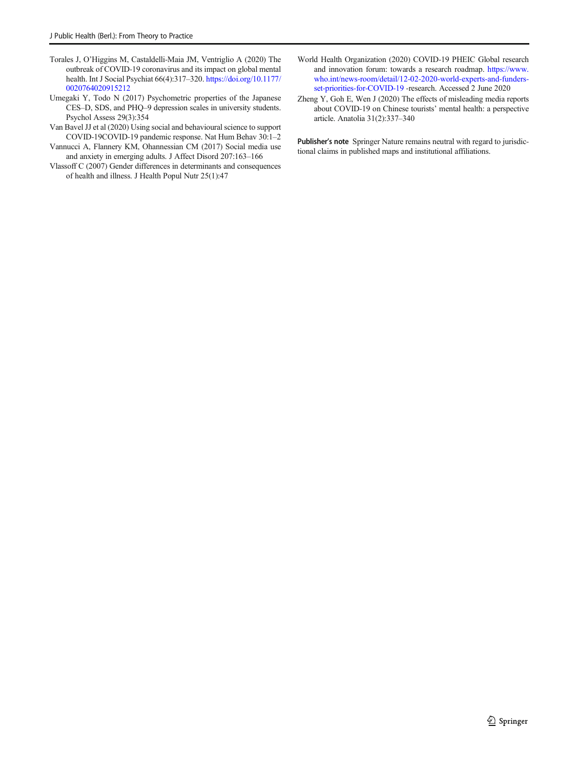Torales J, O'Higgins M, Castaldelli-Maia JM, Ventriglio A (2020) The outbreak of COVID-19 coronavirus and its impact on global mental health. Int J Social Psychiat 66(4):317–320. https://doi.org/10.1177/0020764020915212

Umegaki Y, Todo N (2017) Psychometric properties of the Japanese CES–D, SDS, and PHQ–9 depression scales in university students. Psychol Assess 29(3):354

Van Bavel JJ et al (2020) Using social and behavioural science to support COVID-19COVID-19 pandemic response. Nat Hum Behav 30:1–2

Vannucci A, Flannery KM, Ohannessian CM (2017) Social media use and anxiety in emerging adults. J Affect Disord 207:163–166

Vlassoff C (2007) Gender differences in determinants and consequences of health and illness. J Health Popul Nutr 25(1):47

World Health Organization (2020) COVID-19 PHEIC Global research and innovation forum: towards a research roadmap. https://www.who.int/news-room/detail/12-02-2020-world-experts-and-funders-set-priorities-for-COVID-19 -research. Accessed 2 June 2020

Zheng Y, Goh E, Wen J (2020) The effects of misleading media reports about COVID-19 on Chinese tourists' mental health: a perspective article. Anatolia 31(2):337–340

**Publisher's note** Springer Nature remains neutral with regard to jurisdictional claims in published maps and institutional affiliations.